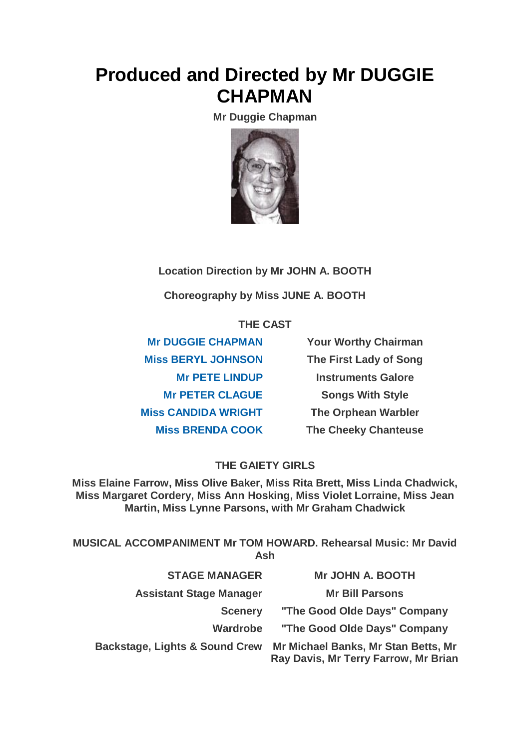# Produced and Directed by Mr DUGGIE CHAPMAN

**Mr Duggie Chapman**

**Location Direction by Mr JOHN A. BOOTH**

**Choreography by Miss JUNE A. BOOTH**

**THE CAST**

| | |
|---|---|
| Mr DUGGIE CHAPMAN | Your Worthy Chairman |
| Miss BERYL JOHNSON | The First Lady of Song |
| Mr PETE LINDUP | Instruments Galore |
| Mr PETER CLAGUE | Songs With Style |
| Miss CANDIDA WRIGHT | The Orphean Warbler |
| Miss BRENDA COOK | The Cheeky Chanteuse |

**THE GAIETY GIRLS**

**Miss Elaine Farrow, Miss Olive Baker, Miss Rita Brett, Miss Linda Chadwick, Miss Margaret Cordery, Miss Ann Hosking, Miss Violet Lorraine, Miss Jean Martin, Miss Lynne Parsons, with Mr Graham Chadwick**

**MUSICAL ACCOMPANIMENT Mr TOM HOWARD. Rehearsal Music: Mr David Ash**

| | |
|---|---|
| STAGE MANAGER | Mr JOHN A. BOOTH |
| Assistant Stage Manager | Mr Bill Parsons |
| Scenery | "The Good Olde Days" Company |
| Wardrobe | "The Good Olde Days" Company |
| Backstage, Lights & Sound Crew | Mr Michael Banks, Mr Stan Betts, Mr Ray Davis, Mr Terry Farrow, Mr Brian |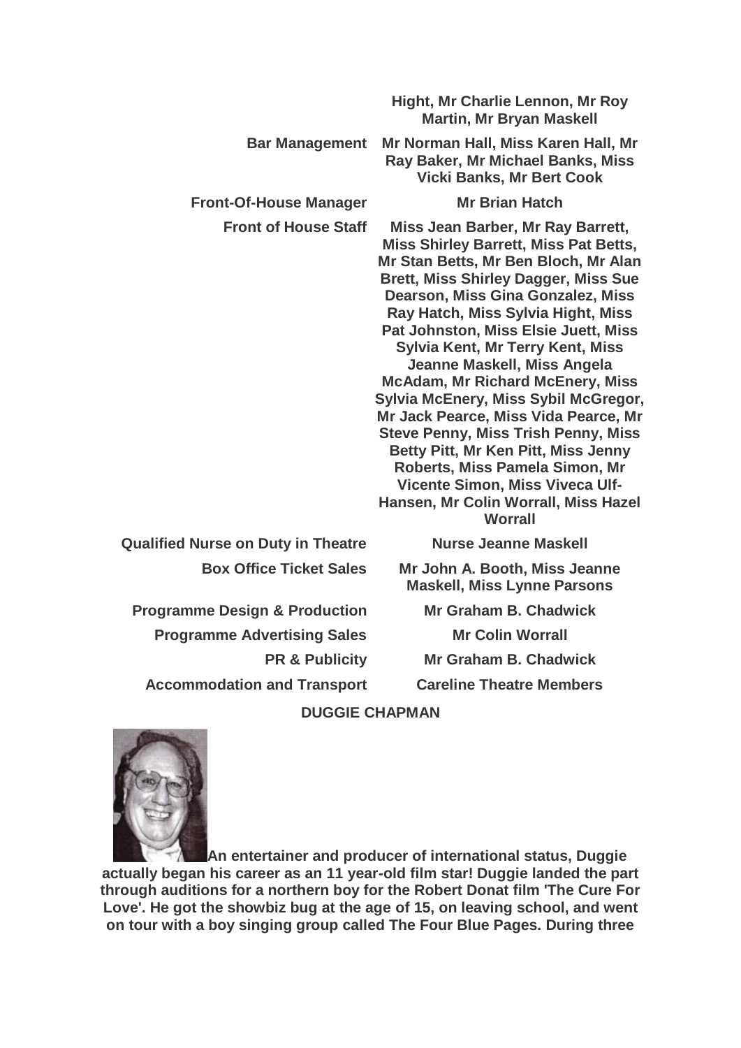| | |
|---|---|
| | **Hight, Mr Charlie Lennon, Mr Roy Martin, Mr Bryan Maskell** |
| **Bar Management** | **Mr Norman Hall, Miss Karen Hall, Mr Ray Baker, Mr Michael Banks, Miss Vicki Banks, Mr Bert Cook** |
| **Front-Of-House Manager** | **Mr Brian Hatch** |
| **Front of House Staff** | **Miss Jean Barber, Mr Ray Barrett, Miss Shirley Barrett, Miss Pat Betts, Mr Stan Betts, Mr Ben Bloch, Mr Alan Brett, Miss Shirley Dagger, Miss Sue Dearson, Miss Gina Gonzalez, Miss Ray Hatch, Miss Sylvia Hight, Miss Pat Johnston, Miss Elsie Juett, Miss Sylvia Kent, Mr Terry Kent, Miss Jeanne Maskell, Miss Angela McAdam, Mr Richard McEnery, Miss Sylvia McEnery, Miss Sybil McGregor, Mr Jack Pearce, Miss Vida Pearce, Mr Steve Penny, Miss Trish Penny, Miss Betty Pitt, Mr Ken Pitt, Miss Jenny Roberts, Miss Pamela Simon, Mr Vicente Simon, Miss Viveca Ulf-Hansen, Mr Colin Worrall, Miss Hazel Worrall** |
| **Qualified Nurse on Duty in Theatre** | **Nurse Jeanne Maskell** |
| **Box Office Ticket Sales** | **Mr John A. Booth, Miss Jeanne Maskell, Miss Lynne Parsons** |
| **Programme Design & Production** | **Mr Graham B. Chadwick** |
| **Programme Advertising Sales** | **Mr Colin Worrall** |
| **PR & Publicity** | **Mr Graham B. Chadwick** |
| **Accommodation and Transport** | **Careline Theatre Members** |

## DUGGIE CHAPMAN

**An entertainer and producer of international status, Duggie actually began his career as an 11 year-old film star! Duggie landed the part through auditions for a northern boy for the Robert Donat film 'The Cure For Love'. He got the showbiz bug at the age of 15, on leaving school, and went on tour with a boy singing group called The Four Blue Pages. During three**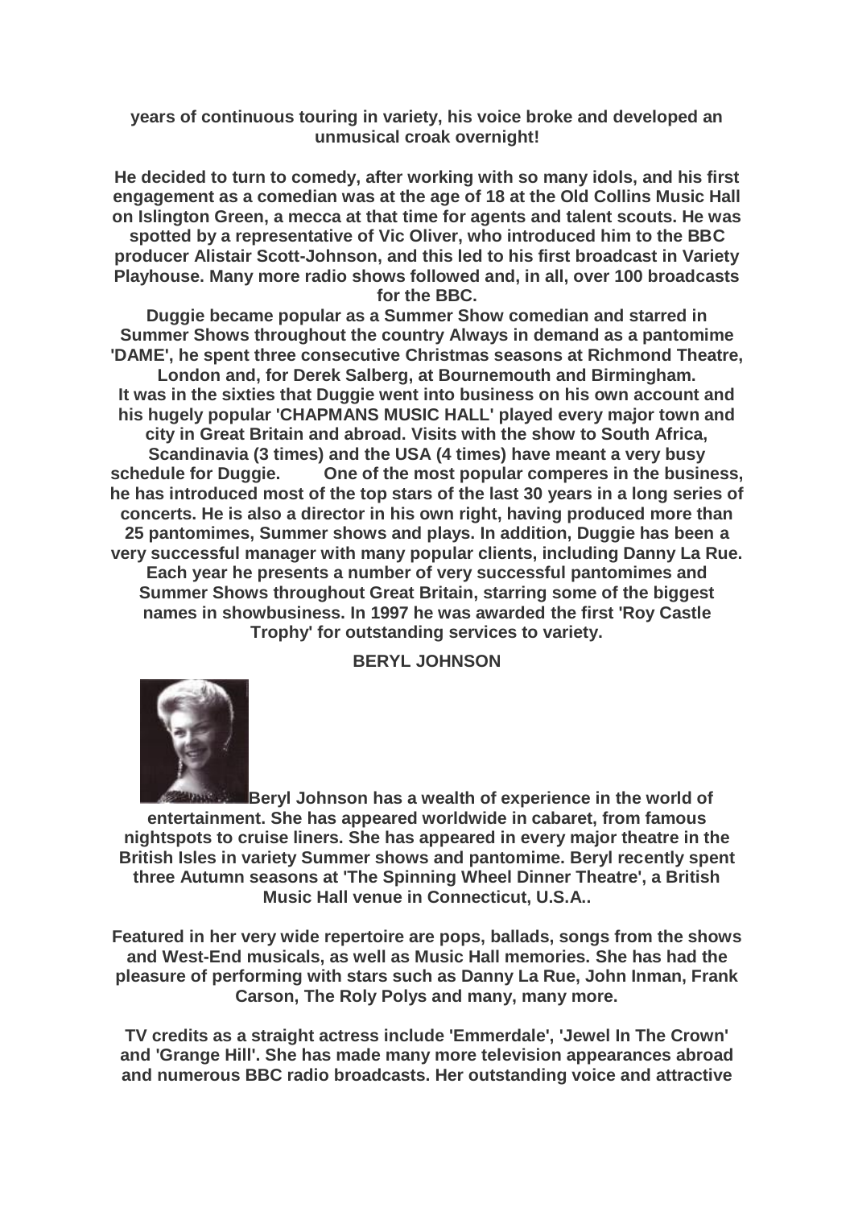**years of continuous touring in variety, his voice broke and developed an unmusical croak overnight!**

**He decided to turn to comedy, after working with so many idols, and his first engagement as a comedian was at the age of 18 at the Old Collins Music Hall on Islington Green, a mecca at that time for agents and talent scouts. He was spotted by a representative of Vic Oliver, who introduced him to the BBC producer Alistair Scott-Johnson, and this led to his first broadcast in Variety Playhouse. Many more radio shows followed and, in all, over 100 broadcasts for the BBC.**

**Duggie became popular as a Summer Show comedian and starred in Summer Shows throughout the country Always in demand as a pantomime 'DAME', he spent three consecutive Christmas seasons at Richmond Theatre, London and, for Derek Salberg, at Bournemouth and Birmingham.**

**It was in the sixties that Duggie went into business on his own account and his hugely popular 'CHAPMANS MUSIC HALL' played every major town and city in Great Britain and abroad. Visits with the show to South Africa, Scandinavia (3 times) and the USA (4 times) have meant a very busy schedule for Duggie. One of the most popular comperes in the business, he has introduced most of the top stars of the last 30 years in a long series of concerts. He is also a director in his own right, having produced more than 25 pantomimes, Summer shows and plays. In addition, Duggie has been a very successful manager with many popular clients, including Danny La Rue. Each year he presents a number of very successful pantomimes and Summer Shows throughout Great Britain, starring some of the biggest names in showbusiness. In 1997 he was awarded the first 'Roy Castle Trophy' for outstanding services to variety.**

## BERYL JOHNSON

**Beryl Johnson has a wealth of experience in the world of entertainment. She has appeared worldwide in cabaret, from famous nightspots to cruise liners. She has appeared in every major theatre in the British Isles in variety Summer shows and pantomime. Beryl recently spent three Autumn seasons at 'The Spinning Wheel Dinner Theatre', a British Music Hall venue in Connecticut, U.S.A..**

**Featured in her very wide repertoire are pops, ballads, songs from the shows and West-End musicals, as well as Music Hall memories. She has had the pleasure of performing with stars such as Danny La Rue, John Inman, Frank Carson, The Roly Polys and many, many more.**

**TV credits as a straight actress include 'Emmerdale', 'Jewel In The Crown' and 'Grange Hill'. She has made many more television appearances abroad and numerous BBC radio broadcasts. Her outstanding voice and attractive**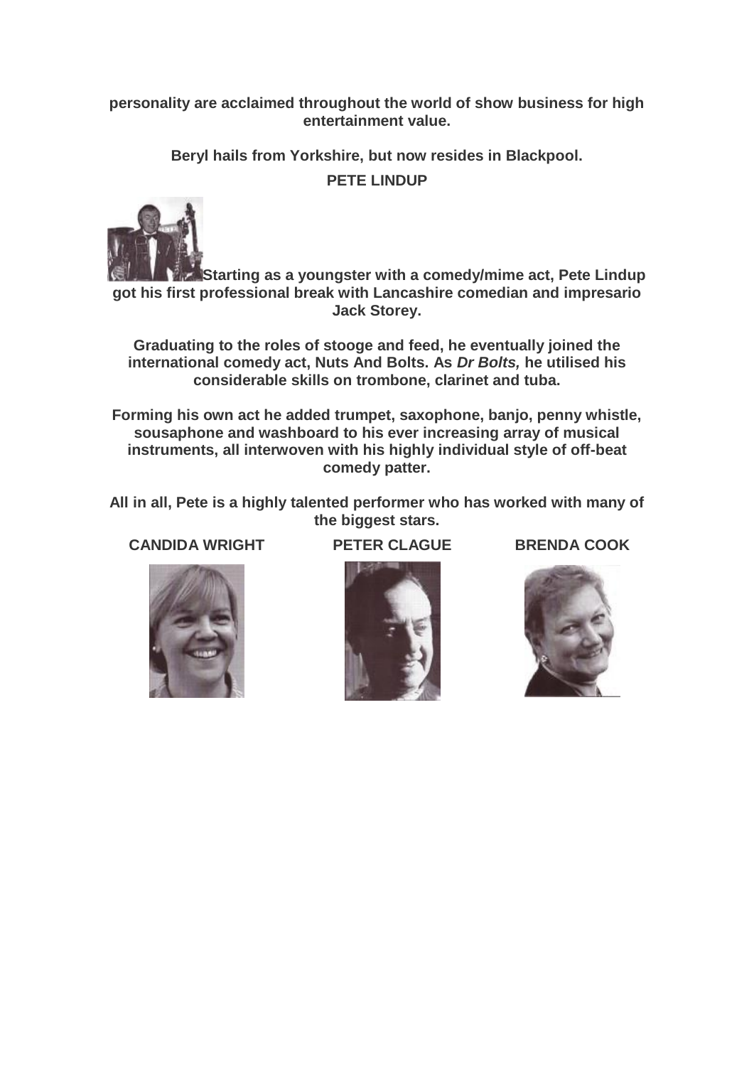**personality are acclaimed throughout the world of show business for high entertainment value.**

**Beryl hails from Yorkshire, but now resides in Blackpool.**

## PETE LINDUP

**Starting as a youngster with a comedy/mime act, Pete Lindup got his first professional break with Lancashire comedian and impresario Jack Storey.**

**Graduating to the roles of stooge and feed, he eventually joined the international comedy act, Nuts And Bolts. As *Dr Bolts,* he utilised his considerable skills on trombone, clarinet and tuba.**

**Forming his own act he added trumpet, saxophone, banjo, penny whistle, sousaphone and washboard to his ever increasing array of musical instruments, all interwoven with his highly individual style of off-beat comedy patter.**

**All in all, Pete is a highly talented performer who has worked with many of the biggest stars.**

**CANDIDA WRIGHT**

**PETER CLAGUE**

**BRENDA COOK**